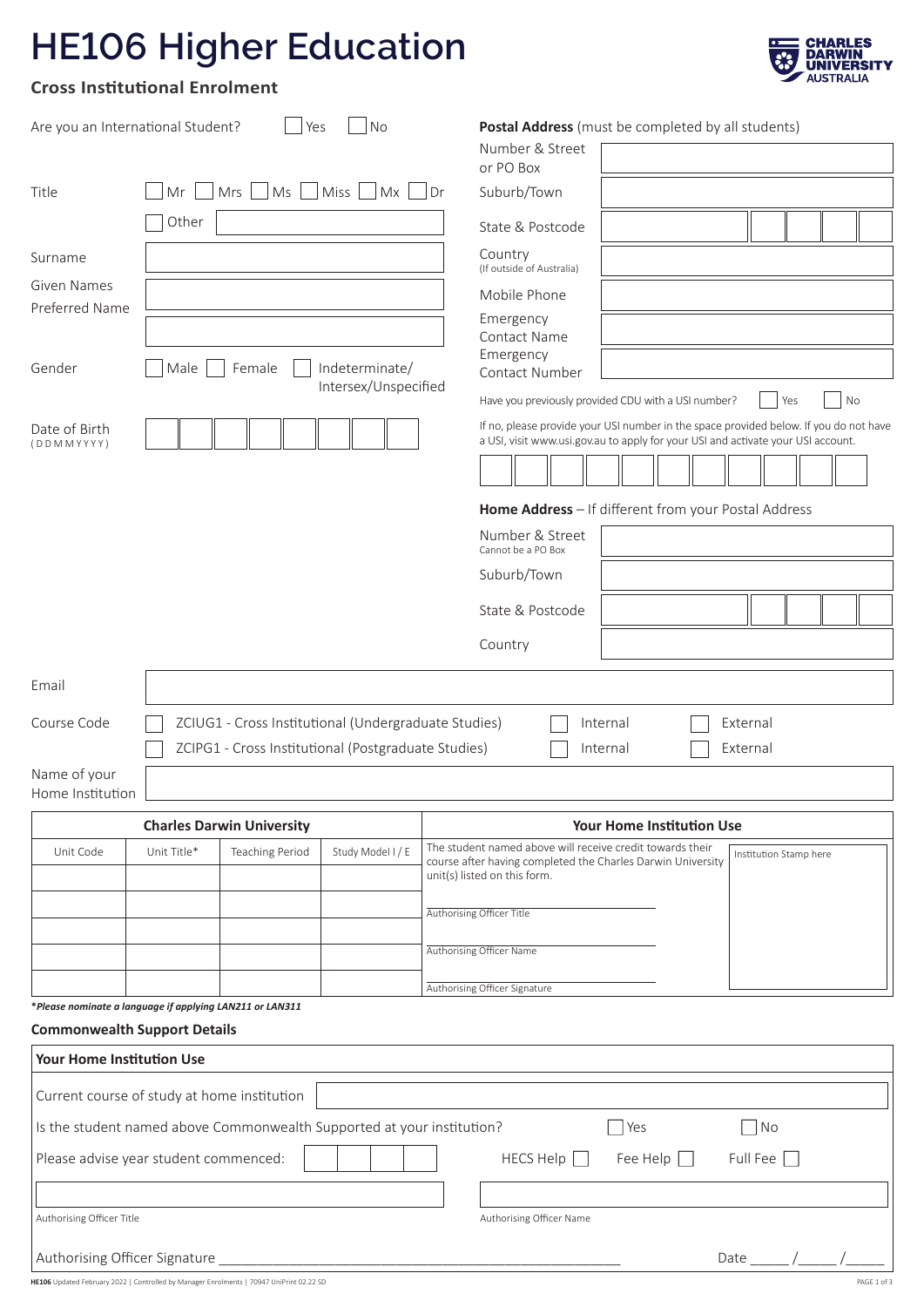# HE106 Higher Education

**Cross Institutional Enrolment**

Are you an International Student? ☐ Yes ☐ No

Title ☐ Mr ☐ Mrs ☐ Ms ☐ Miss ☐ Mx ☐ Dr

☐ Other

Surname

Given Names

Preferred Name

Gender ☐ Male ☐ Female ☐ Indeterminate/Intersex/Unspecified

Date of Birth (DDMMYYYY)

**Postal Address** (must be completed by all students)

Number & Street or PO Box

Suburb/Town

State & Postcode

Country (If outside of Australia)

Mobile Phone

Emergency Contact Name

Emergency Contact Number

Have you previously provided CDU with a USI number? ☐ Yes ☐ No

If no, please provide your USI number in the space provided below. If you do not have a USI, visit www.usi.gov.au to apply for your USI and activate your USI account.

**Home Address** – If different from your Postal Address

Number & Street (Cannot be a PO Box)

Suburb/Town

State & Postcode

Country

Email

Course Code

☐ ZCIUG1 - Cross Institutional (Undergraduate Studies) ☐ Internal ☐ External

☐ ZCIPG1 - Cross Institutional (Postgraduate Studies) ☐ Internal ☐ External

Name of your Home Institution

| Charles Darwin University | | | | Your Home Institution Use |
|---|---|---|---|---|
| Unit Code | Unit Title* | Teaching Period | Study Model I / E | The student named above will receive credit towards their course after having completed the Charles Darwin University unit(s) listed on this form. |
| | | | | Authorising Officer Title |
| | | | | Authorising Officer Name |
| | | | | Authorising Officer Signature |
| | | | | Institution Stamp here |

***Please nominate a language if applying LAN211 or LAN311**

**Commonwealth Support Details**

**Your Home Institution Use**

Current course of study at home institution

Is the student named above Commonwealth Supported at your institution? ☐ Yes ☐ No

Please advise year student commenced: HECS Help ☐ Fee Help ☐ Full Fee ☐

Authorising Officer Title

Authorising Officer Name

Authorising Officer Signature ______________________________ Date _____ /_____ /_____

HE106 Updated February 2022 | Controlled by Manager Enrolments | 70947 UniPrint 02.22 SD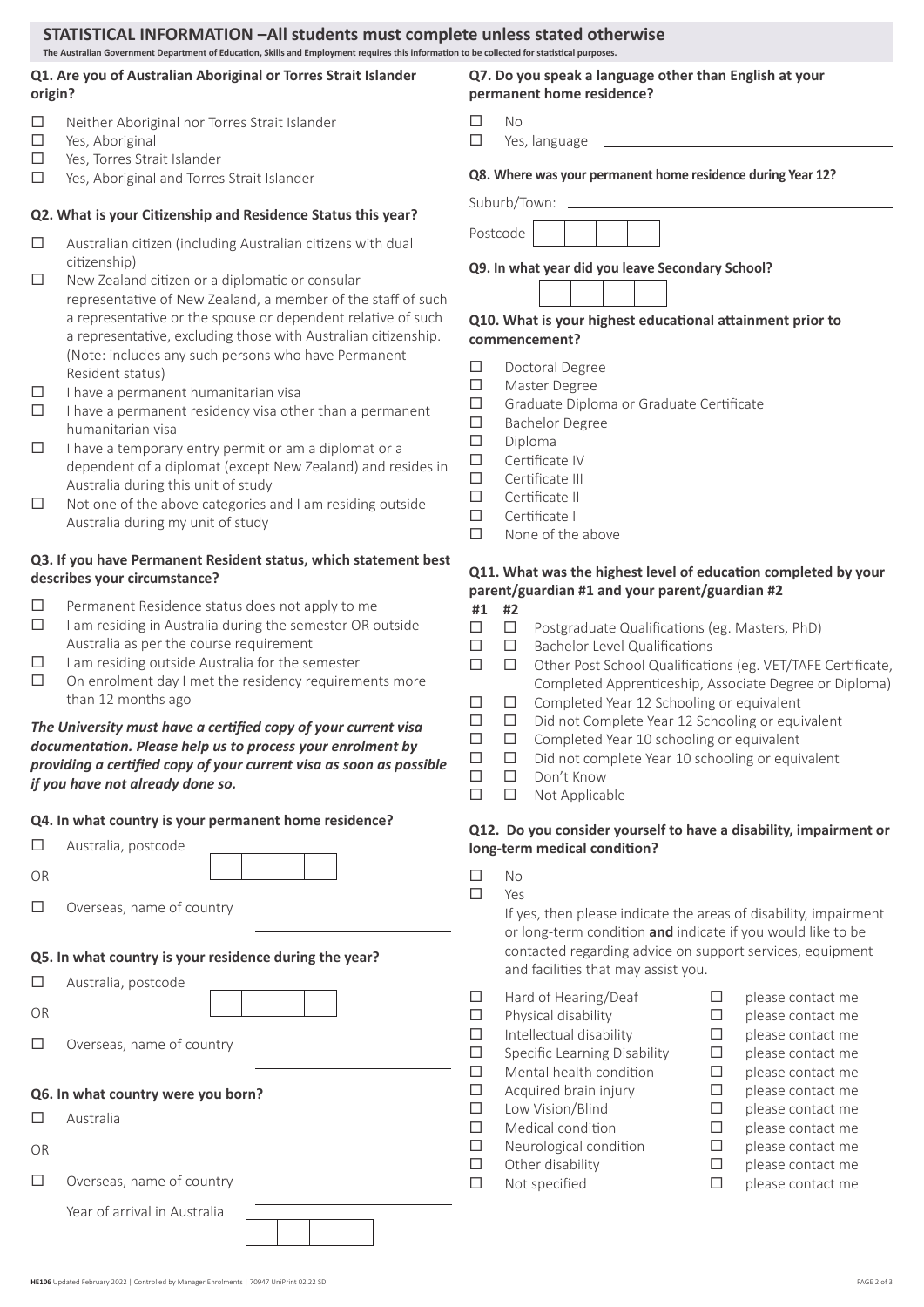## STATISTICAL INFORMATION –All students must complete unless stated otherwise

**The Australian Government Department of Education, Skills and Employment requires this information to be collected for statistical purposes.**

### Q1. Are you of Australian Aboriginal or Torres Strait Islander origin?

- ☐ Neither Aboriginal nor Torres Strait Islander
- ☐ Yes, Aboriginal
- ☐ Yes, Torres Strait Islander
- ☐ Yes, Aboriginal and Torres Strait Islander

### Q2. What is your Citizenship and Residence Status this year?

- ☐ Australian citizen (including Australian citizens with dual citizenship)
- ☐ New Zealand citizen or a diplomatic or consular representative of New Zealand, a member of the staff of such a representative or the spouse or dependent relative of such a representative, excluding those with Australian citizenship. (Note: includes any such persons who have Permanent Resident status)
- ☐ I have a permanent humanitarian visa
- ☐ I have a permanent residency visa other than a permanent humanitarian visa
- ☐ I have a temporary entry permit or am a diplomat or a dependent of a diplomat (except New Zealand) and resides in Australia during this unit of study
- ☐ Not one of the above categories and I am residing outside Australia during my unit of study

### Q3. If you have Permanent Resident status, which statement best describes your circumstance?

- ☐ Permanent Residence status does not apply to me
- ☐ I am residing in Australia during the semester OR outside Australia as per the course requirement
- ☐ I am residing outside Australia for the semester
- ☐ On enrolment day I met the residency requirements more than 12 months ago

***The University must have a certified copy of your current visa documentation. Please help us to process your enrolment by providing a certified copy of your current visa as soon as possible if you have not already done so.***

### Q4. In what country is your permanent home residence?

- ☐ Australia, postcode ☐☐☐☐

OR

- ☐ Overseas, name of country ______________________

### Q5. In what country is your residence during the year?

- ☐ Australia, postcode ☐☐☐☐

OR

- ☐ Overseas, name of country ______________________

### Q6. In what country were you born?

- ☐ Australia

OR

- ☐ Overseas, name of country ______________________

  Year of arrival in Australia ☐☐☐☐

### Q7. Do you speak a language other than English at your permanent home residence?

- ☐ No
- ☐ Yes, language ______________________

### Q8. Where was your permanent home residence during Year 12?

Suburb/Town: ______________________

Postcode ☐☐☐☐

### Q9. In what year did you leave Secondary School?

☐☐☐☐

### Q10. What is your highest educational attainment prior to commencement?

- ☐ Doctoral Degree
- ☐ Master Degree
- ☐ Graduate Diploma or Graduate Certificate
- ☐ Bachelor Degree
- ☐ Diploma
- ☐ Certificate IV
- ☐ Certificate III
- ☐ Certificate II
- ☐ Certificate I
- ☐ None of the above

### Q11. What was the highest level of education completed by your parent/guardian #1 and your parent/guardian #2

| #1 | #2 | |
|---|---|---|
| ☐ | ☐ | Postgraduate Qualifications (eg. Masters, PhD) |
| ☐ | ☐ | Bachelor Level Qualifications |
| ☐ | ☐ | Other Post School Qualifications (eg. VET/TAFE Certificate, Completed Apprenticeship, Associate Degree or Diploma) |
| ☐ | ☐ | Completed Year 12 Schooling or equivalent |
| ☐ | ☐ | Did not Complete Year 12 Schooling or equivalent |
| ☐ | ☐ | Completed Year 10 schooling or equivalent |
| ☐ | ☐ | Did not complete Year 10 schooling or equivalent |
| ☐ | ☐ | Don't Know |
| ☐ | ☐ | Not Applicable |

### Q12. Do you consider yourself to have a disability, impairment or long-term medical condition?

- ☐ No
- ☐ Yes

  If yes, then please indicate the areas of disability, impairment or long-term condition **and** indicate if you would like to be contacted regarding advice on support services, equipment and facilities that may assist you.

| | | | |
|---|---|---|---|
| ☐ | Hard of Hearing/Deaf | ☐ | please contact me |
| ☐ | Physical disability | ☐ | please contact me |
| ☐ | Intellectual disability | ☐ | please contact me |
| ☐ | Specific Learning Disability | ☐ | please contact me |
| ☐ | Mental health condition | ☐ | please contact me |
| ☐ | Acquired brain injury | ☐ | please contact me |
| ☐ | Low Vision/Blind | ☐ | please contact me |
| ☐ | Medical condition | ☐ | please contact me |
| ☐ | Neurological condition | ☐ | please contact me |
| ☐ | Other disability | ☐ | please contact me |
| ☐ | Not specified | ☐ | please contact me |

**HE106** Updated February 2022 | Controlled by Manager Enrolments | 70947 UniPrint 02.22 SD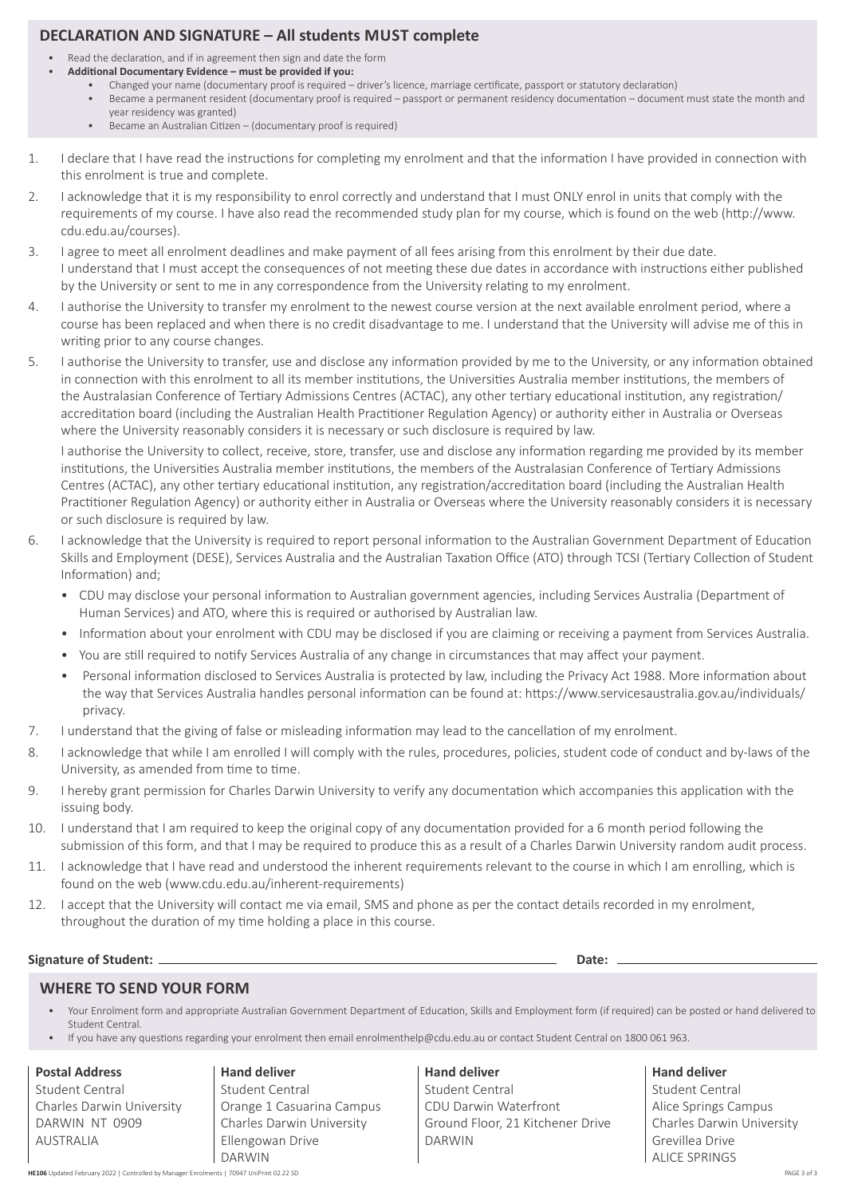## DECLARATION AND SIGNATURE – All students MUST complete

- Read the declaration, and if in agreement then sign and date the form
- **Additional Documentary Evidence – must be provided if you:**
  - Changed your name (documentary proof is required – driver's licence, marriage certificate, passport or statutory declaration)
  - Became a permanent resident (documentary proof is required – passport or permanent residency documentation – document must state the month and year residency was granted)
  - Became an Australian Citizen – (documentary proof is required)

1. I declare that I have read the instructions for completing my enrolment and that the information I have provided in connection with this enrolment is true and complete.
2. I acknowledge that it is my responsibility to enrol correctly and understand that I must ONLY enrol in units that comply with the requirements of my course. I have also read the recommended study plan for my course, which is found on the web (http://www.cdu.edu.au/courses).
3. I agree to meet all enrolment deadlines and make payment of all fees arising from this enrolment by their due date. I understand that I must accept the consequences of not meeting these due dates in accordance with instructions either published by the University or sent to me in any correspondence from the University relating to my enrolment.
4. I authorise the University to transfer my enrolment to the newest course version at the next available enrolment period, where a course has been replaced and when there is no credit disadvantage to me. I understand that the University will advise me of this in writing prior to any course changes.
5. I authorise the University to transfer, use and disclose any information provided by me to the University, or any information obtained in connection with this enrolment to all its member institutions, the Universities Australia member institutions, the members of the Australasian Conference of Tertiary Admissions Centres (ACTAC), any other tertiary educational institution, any registration/accreditation board (including the Australian Health Practitioner Regulation Agency) or authority either in Australia or Overseas where the University reasonably considers it is necessary or such disclosure is required by law.

   I authorise the University to collect, receive, store, transfer, use and disclose any information regarding me provided by its member institutions, the Universities Australia member institutions, the members of the Australasian Conference of Tertiary Admissions Centres (ACTAC), any other tertiary educational institution, any registration/accreditation board (including the Australian Health Practitioner Regulation Agency) or authority either in Australia or Overseas where the University reasonably considers it is necessary or such disclosure is required by law.
6. I acknowledge that the University is required to report personal information to the Australian Government Department of Education Skills and Employment (DESE), Services Australia and the Australian Taxation Office (ATO) through TCSI (Tertiary Collection of Student Information) and;
   - CDU may disclose your personal information to Australian government agencies, including Services Australia (Department of Human Services) and ATO, where this is required or authorised by Australian law.
   - Information about your enrolment with CDU may be disclosed if you are claiming or receiving a payment from Services Australia.
   - You are still required to notify Services Australia of any change in circumstances that may affect your payment.
   - Personal information disclosed to Services Australia is protected by law, including the Privacy Act 1988. More information about the way that Services Australia handles personal information can be found at: https://www.servicesaustralia.gov.au/individuals/privacy.
7. I understand that the giving of false or misleading information may lead to the cancellation of my enrolment.
8. I acknowledge that while I am enrolled I will comply with the rules, procedures, policies, student code of conduct and by-laws of the University, as amended from time to time.
9. I hereby grant permission for Charles Darwin University to verify any documentation which accompanies this application with the issuing body.
10. I understand that I am required to keep the original copy of any documentation provided for a 6 month period following the submission of this form, and that I may be required to produce this as a result of a Charles Darwin University random audit process.
11. I acknowledge that I have read and understood the inherent requirements relevant to the course in which I am enrolling, which is found on the web (www.cdu.edu.au/inherent-requirements)
12. I accept that the University will contact me via email, SMS and phone as per the contact details recorded in my enrolment, throughout the duration of my time holding a place in this course.

**Signature of Student:** ______________________________ **Date:** ______________

## WHERE TO SEND YOUR FORM

- Your Enrolment form and appropriate Australian Government Department of Education, Skills and Employment form (if required) can be posted or hand delivered to Student Central.
- If you have any questions regarding your enrolment then email enrolmenthelp@cdu.edu.au or contact Student Central on 1800 061 963.

**Postal Address**
Student Central
Charles Darwin University
DARWIN NT 0909
AUSTRALIA

**Hand deliver**
Student Central
Orange 1 Casuarina Campus
Charles Darwin University
Ellengowan Drive
DARWIN

**Hand deliver**
Student Central
CDU Darwin Waterfront
Ground Floor, 21 Kitchener Drive
DARWIN

**Hand deliver**
Student Central
Alice Springs Campus
Charles Darwin University
Grevillea Drive
ALICE SPRINGS

**HE106** Updated February 2022 | Controlled by Manager Enrolments | 70947 UniPrint 02.22 SD